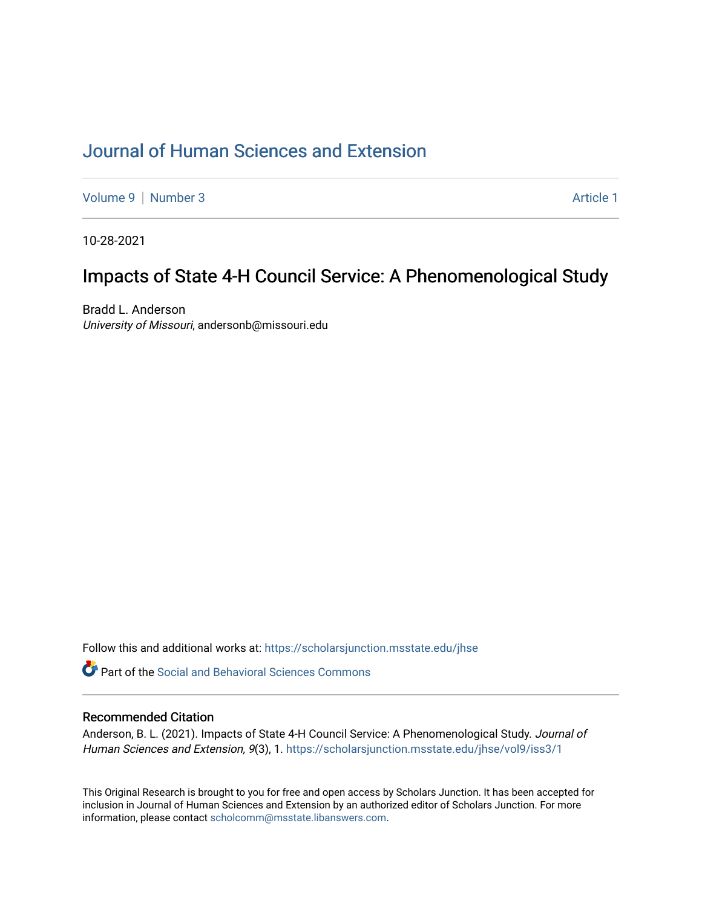# Journal of Human Sciences and Extension

Volume 9 | Number 3 Article 1

10-28-2021

## Impacts of State 4-H Council Service: A Phenomenological Study

Bradd L. Anderson
*University of Missouri*, andersonb@missouri.edu

Follow this and additional works at: https://scholarsjunction.msstate.edu/jhse

Part of the Social and Behavioral Sciences Commons

### Recommended Citation

Anderson, B. L. (2021). Impacts of State 4-H Council Service: A Phenomenological Study. *Journal of Human Sciences and Extension, 9*(3), 1. https://scholarsjunction.msstate.edu/jhse/vol9/iss3/1

This Original Research is brought to you for free and open access by Scholars Junction. It has been accepted for inclusion in Journal of Human Sciences and Extension by an authorized editor of Scholars Junction. For more information, please contact scholcomm@msstate.libanswers.com.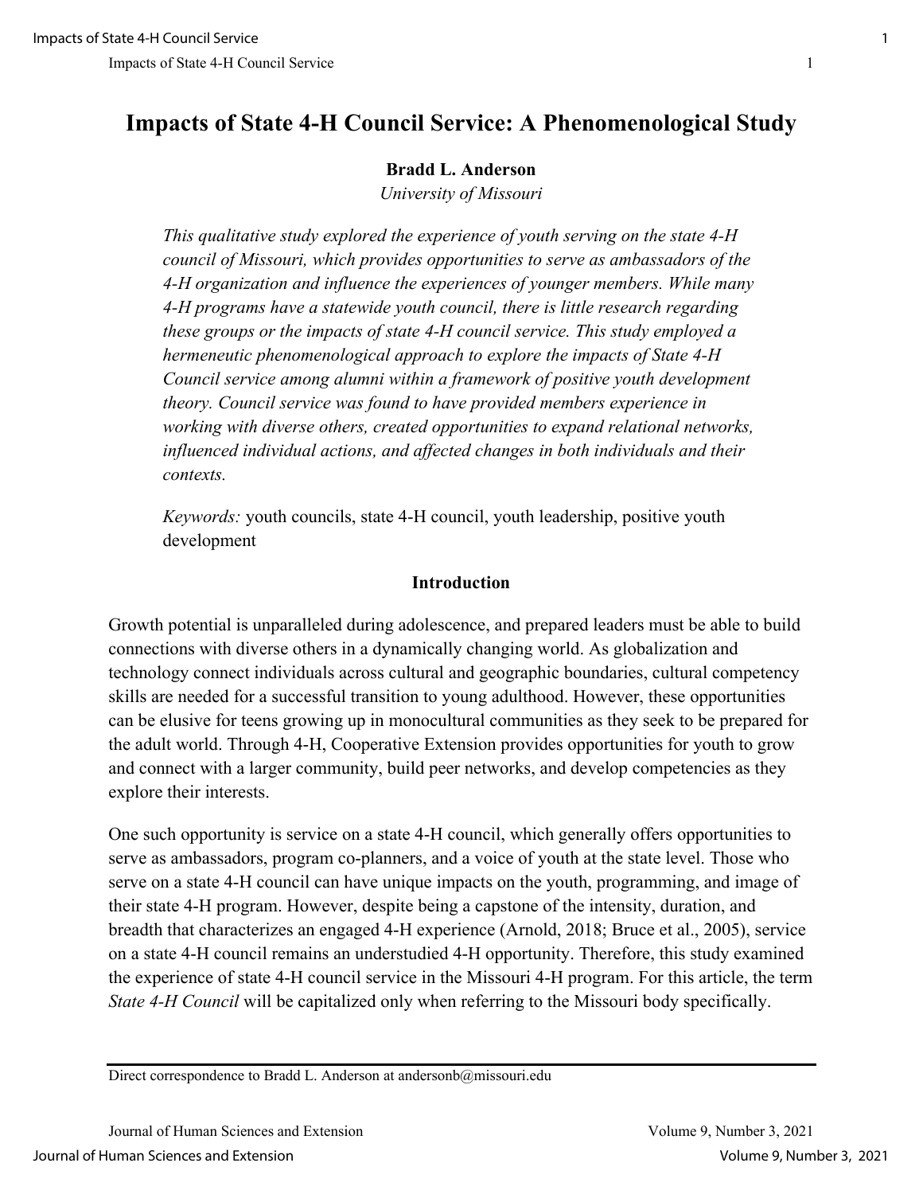# Impacts of State 4-H Council Service: A Phenomenological Study

**Bradd L. Anderson**

*University of Missouri*

*This qualitative study explored the experience of youth serving on the state 4-H council of Missouri, which provides opportunities to serve as ambassadors of the 4-H organization and influence the experiences of younger members. While many 4-H programs have a statewide youth council, there is little research regarding these groups or the impacts of state 4-H council service. This study employed a hermeneutic phenomenological approach to explore the impacts of State 4-H Council service among alumni within a framework of positive youth development theory. Council service was found to have provided members experience in working with diverse others, created opportunities to expand relational networks, influenced individual actions, and affected changes in both individuals and their contexts.*

*Keywords:* youth councils, state 4-H council, youth leadership, positive youth development

## Introduction

Growth potential is unparalleled during adolescence, and prepared leaders must be able to build connections with diverse others in a dynamically changing world. As globalization and technology connect individuals across cultural and geographic boundaries, cultural competency skills are needed for a successful transition to young adulthood. However, these opportunities can be elusive for teens growing up in monocultural communities as they seek to be prepared for the adult world. Through 4-H, Cooperative Extension provides opportunities for youth to grow and connect with a larger community, build peer networks, and develop competencies as they explore their interests.

One such opportunity is service on a state 4-H council, which generally offers opportunities to serve as ambassadors, program co-planners, and a voice of youth at the state level. Those who serve on a state 4-H council can have unique impacts on the youth, programming, and image of their state 4-H program. However, despite being a capstone of the intensity, duration, and breadth that characterizes an engaged 4-H experience (Arnold, 2018; Bruce et al., 2005), service on a state 4-H council remains an understudied 4-H opportunity. Therefore, this study examined the experience of state 4-H council service in the Missouri 4-H program. For this article, the term *State 4-H Council* will be capitalized only when referring to the Missouri body specifically.

Direct correspondence to Bradd L. Anderson at andersonb@missouri.edu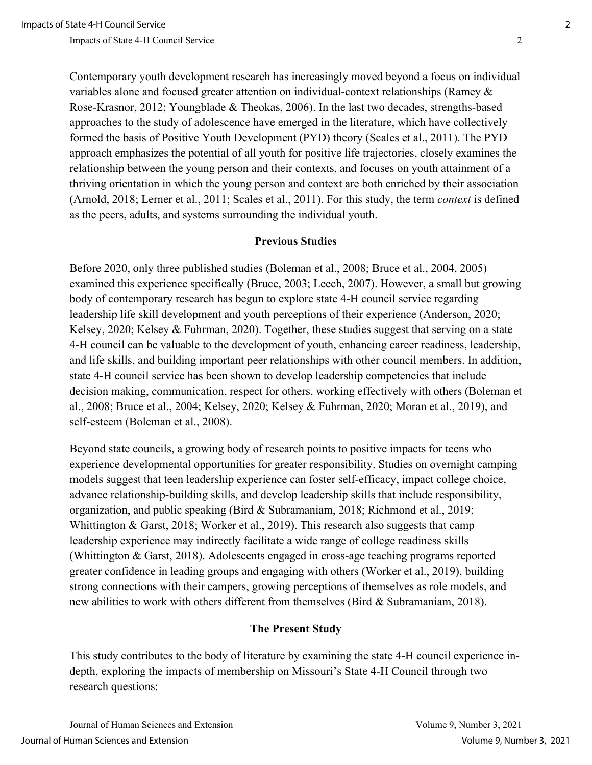Contemporary youth development research has increasingly moved beyond a focus on individual variables alone and focused greater attention on individual-context relationships (Ramey & Rose-Krasnor, 2012; Youngblade & Theokas, 2006). In the last two decades, strengths-based approaches to the study of adolescence have emerged in the literature, which have collectively formed the basis of Positive Youth Development (PYD) theory (Scales et al., 2011). The PYD approach emphasizes the potential of all youth for positive life trajectories, closely examines the relationship between the young person and their contexts, and focuses on youth attainment of a thriving orientation in which the young person and context are both enriched by their association (Arnold, 2018; Lerner et al., 2011; Scales et al., 2011). For this study, the term *context* is defined as the peers, adults, and systems surrounding the individual youth.

## Previous Studies

Before 2020, only three published studies (Boleman et al., 2008; Bruce et al., 2004, 2005) examined this experience specifically (Bruce, 2003; Leech, 2007). However, a small but growing body of contemporary research has begun to explore state 4-H council service regarding leadership life skill development and youth perceptions of their experience (Anderson, 2020; Kelsey, 2020; Kelsey & Fuhrman, 2020). Together, these studies suggest that serving on a state 4-H council can be valuable to the development of youth, enhancing career readiness, leadership, and life skills, and building important peer relationships with other council members. In addition, state 4-H council service has been shown to develop leadership competencies that include decision making, communication, respect for others, working effectively with others (Boleman et al., 2008; Bruce et al., 2004; Kelsey, 2020; Kelsey & Fuhrman, 2020; Moran et al., 2019), and self-esteem (Boleman et al., 2008).

Beyond state councils, a growing body of research points to positive impacts for teens who experience developmental opportunities for greater responsibility. Studies on overnight camping models suggest that teen leadership experience can foster self-efficacy, impact college choice, advance relationship-building skills, and develop leadership skills that include responsibility, organization, and public speaking (Bird & Subramaniam, 2018; Richmond et al., 2019; Whittington & Garst, 2018; Worker et al., 2019). This research also suggests that camp leadership experience may indirectly facilitate a wide range of college readiness skills (Whittington & Garst, 2018). Adolescents engaged in cross-age teaching programs reported greater confidence in leading groups and engaging with others (Worker et al., 2019), building strong connections with their campers, growing perceptions of themselves as role models, and new abilities to work with others different from themselves (Bird & Subramaniam, 2018).

## The Present Study

This study contributes to the body of literature by examining the state 4-H council experience in-depth, exploring the impacts of membership on Missouri's State 4-H Council through two research questions: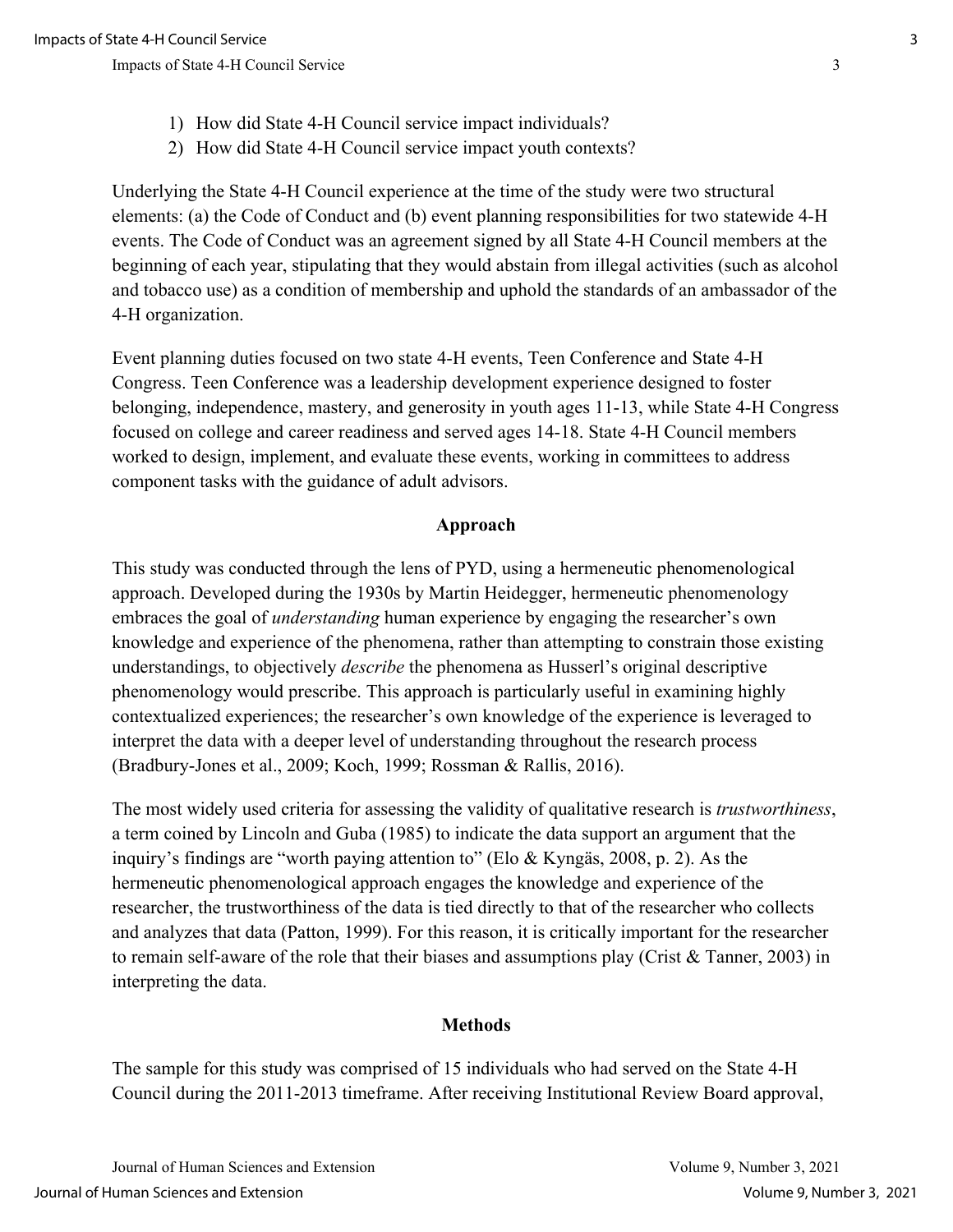1) How did State 4-H Council service impact individuals?
2) How did State 4-H Council service impact youth contexts?

Underlying the State 4-H Council experience at the time of the study were two structural elements: (a) the Code of Conduct and (b) event planning responsibilities for two statewide 4-H events. The Code of Conduct was an agreement signed by all State 4-H Council members at the beginning of each year, stipulating that they would abstain from illegal activities (such as alcohol and tobacco use) as a condition of membership and uphold the standards of an ambassador of the 4-H organization.

Event planning duties focused on two state 4-H events, Teen Conference and State 4-H Congress. Teen Conference was a leadership development experience designed to foster belonging, independence, mastery, and generosity in youth ages 11-13, while State 4-H Congress focused on college and career readiness and served ages 14-18. State 4-H Council members worked to design, implement, and evaluate these events, working in committees to address component tasks with the guidance of adult advisors.

## Approach

This study was conducted through the lens of PYD, using a hermeneutic phenomenological approach. Developed during the 1930s by Martin Heidegger, hermeneutic phenomenology embraces the goal of *understanding* human experience by engaging the researcher's own knowledge and experience of the phenomena, rather than attempting to constrain those existing understandings, to objectively *describe* the phenomena as Husserl's original descriptive phenomenology would prescribe. This approach is particularly useful in examining highly contextualized experiences; the researcher's own knowledge of the experience is leveraged to interpret the data with a deeper level of understanding throughout the research process (Bradbury-Jones et al., 2009; Koch, 1999; Rossman & Rallis, 2016).

The most widely used criteria for assessing the validity of qualitative research is *trustworthiness*, a term coined by Lincoln and Guba (1985) to indicate the data support an argument that the inquiry's findings are "worth paying attention to" (Elo & Kyngäs, 2008, p. 2). As the hermeneutic phenomenological approach engages the knowledge and experience of the researcher, the trustworthiness of the data is tied directly to that of the researcher who collects and analyzes that data (Patton, 1999). For this reason, it is critically important for the researcher to remain self-aware of the role that their biases and assumptions play (Crist & Tanner, 2003) in interpreting the data.

## Methods

The sample for this study was comprised of 15 individuals who had served on the State 4-H Council during the 2011-2013 timeframe. After receiving Institutional Review Board approval,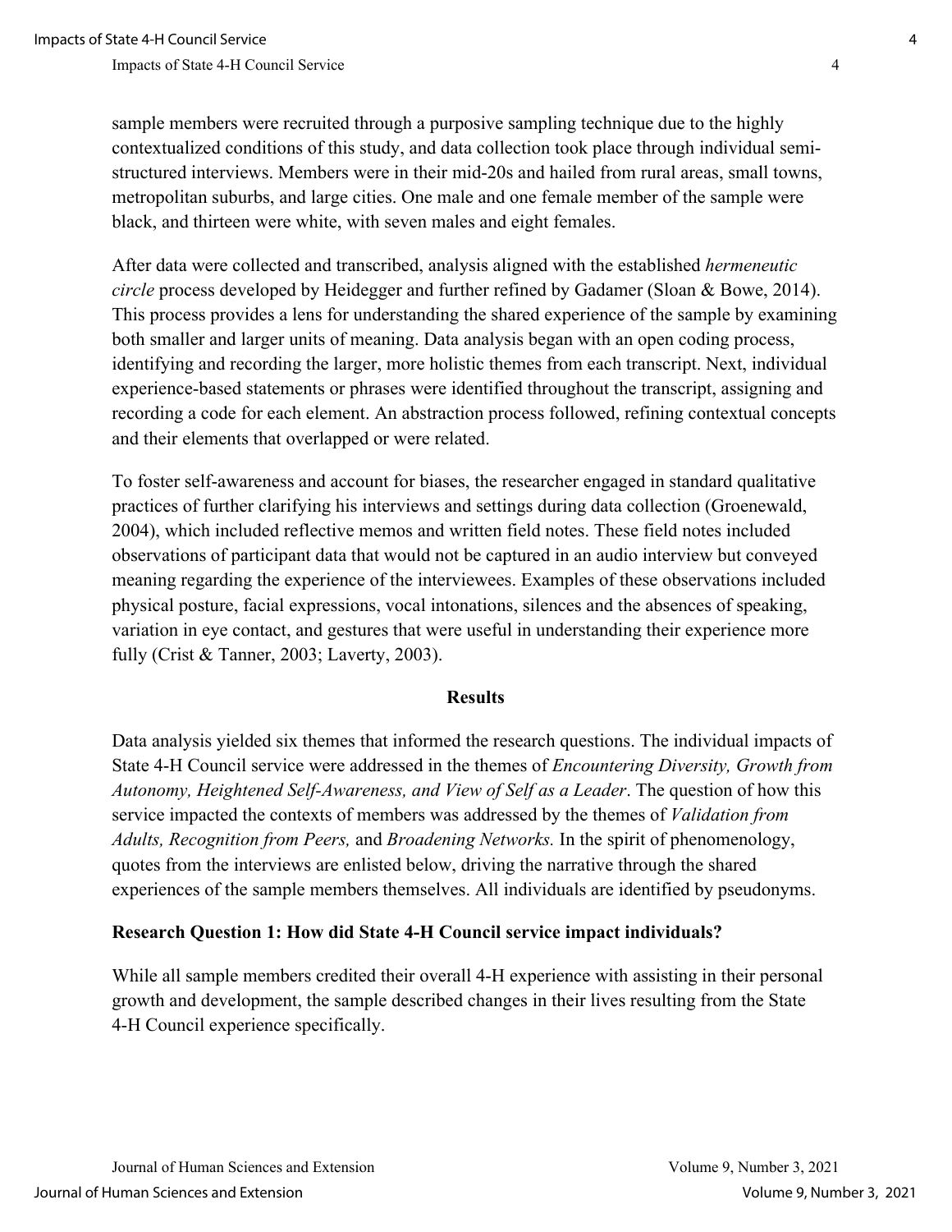sample members were recruited through a purposive sampling technique due to the highly contextualized conditions of this study, and data collection took place through individual semi-structured interviews. Members were in their mid-20s and hailed from rural areas, small towns, metropolitan suburbs, and large cities. One male and one female member of the sample were black, and thirteen were white, with seven males and eight females.

After data were collected and transcribed, analysis aligned with the established *hermeneutic circle* process developed by Heidegger and further refined by Gadamer (Sloan & Bowe, 2014). This process provides a lens for understanding the shared experience of the sample by examining both smaller and larger units of meaning. Data analysis began with an open coding process, identifying and recording the larger, more holistic themes from each transcript. Next, individual experience-based statements or phrases were identified throughout the transcript, assigning and recording a code for each element. An abstraction process followed, refining contextual concepts and their elements that overlapped or were related.

To foster self-awareness and account for biases, the researcher engaged in standard qualitative practices of further clarifying his interviews and settings during data collection (Groenewald, 2004), which included reflective memos and written field notes. These field notes included observations of participant data that would not be captured in an audio interview but conveyed meaning regarding the experience of the interviewees. Examples of these observations included physical posture, facial expressions, vocal intonations, silences and the absences of speaking, variation in eye contact, and gestures that were useful in understanding their experience more fully (Crist & Tanner, 2003; Laverty, 2003).

## Results

Data analysis yielded six themes that informed the research questions. The individual impacts of State 4-H Council service were addressed in the themes of *Encountering Diversity, Growth from Autonomy, Heightened Self-Awareness, and View of Self as a Leader*. The question of how this service impacted the contexts of members was addressed by the themes of *Validation from Adults, Recognition from Peers,* and *Broadening Networks.* In the spirit of phenomenology, quotes from the interviews are enlisted below, driving the narrative through the shared experiences of the sample members themselves. All individuals are identified by pseudonyms.

### Research Question 1: How did State 4-H Council service impact individuals?

While all sample members credited their overall 4-H experience with assisting in their personal growth and development, the sample described changes in their lives resulting from the State 4-H Council experience specifically.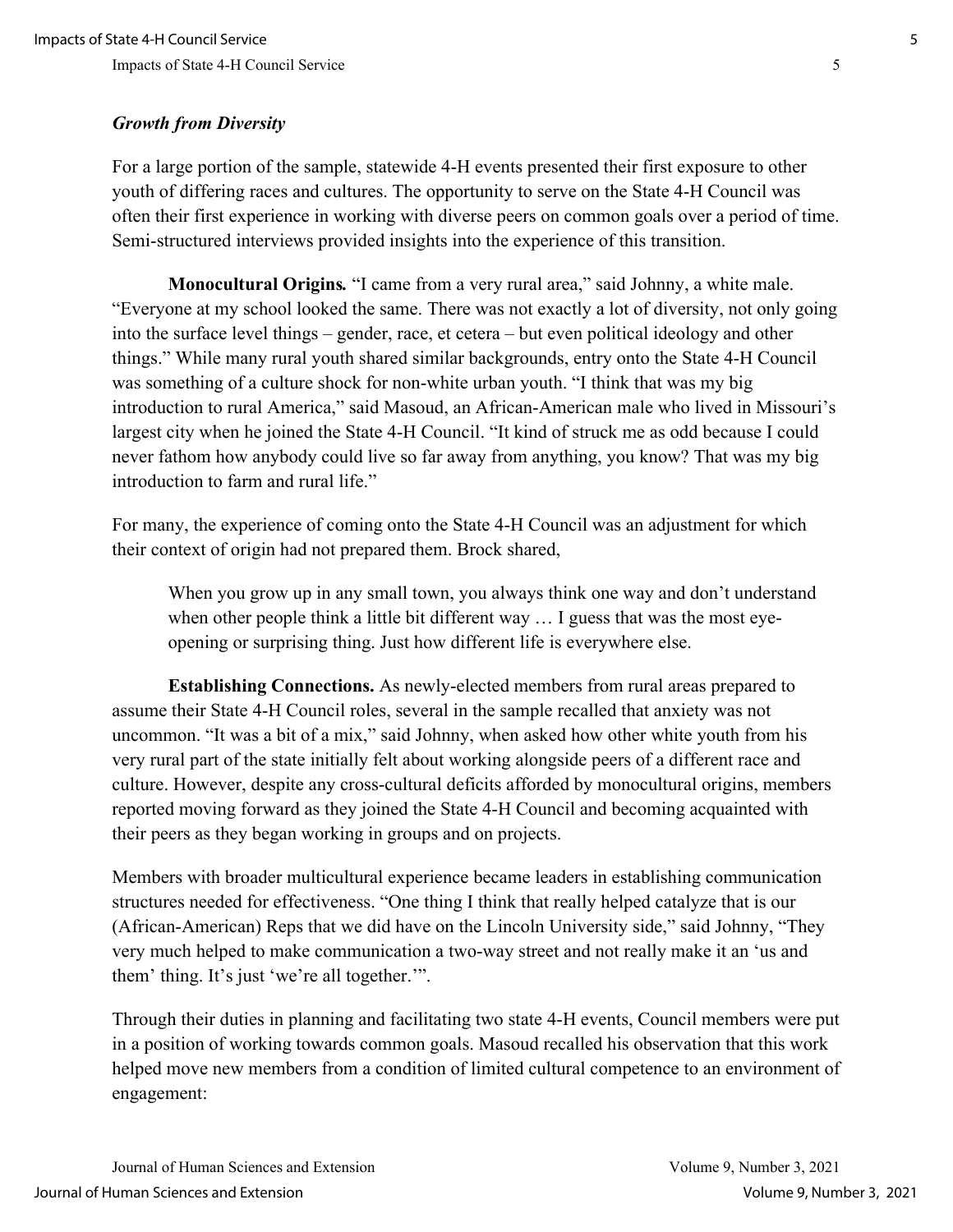### *Growth from Diversity*

For a large portion of the sample, statewide 4-H events presented their first exposure to other youth of differing races and cultures. The opportunity to serve on the State 4-H Council was often their first experience in working with diverse peers on common goals over a period of time. Semi-structured interviews provided insights into the experience of this transition.

**Monocultural Origins.** "I came from a very rural area," said Johnny, a white male. "Everyone at my school looked the same. There was not exactly a lot of diversity, not only going into the surface level things – gender, race, et cetera – but even political ideology and other things." While many rural youth shared similar backgrounds, entry onto the State 4-H Council was something of a culture shock for non-white urban youth. "I think that was my big introduction to rural America," said Masoud, an African-American male who lived in Missouri's largest city when he joined the State 4-H Council. "It kind of struck me as odd because I could never fathom how anybody could live so far away from anything, you know? That was my big introduction to farm and rural life."

For many, the experience of coming onto the State 4-H Council was an adjustment for which their context of origin had not prepared them. Brock shared,

> When you grow up in any small town, you always think one way and don't understand when other people think a little bit different way … I guess that was the most eye-opening or surprising thing. Just how different life is everywhere else.

**Establishing Connections.** As newly-elected members from rural areas prepared to assume their State 4-H Council roles, several in the sample recalled that anxiety was not uncommon. "It was a bit of a mix," said Johnny, when asked how other white youth from his very rural part of the state initially felt about working alongside peers of a different race and culture. However, despite any cross-cultural deficits afforded by monocultural origins, members reported moving forward as they joined the State 4-H Council and becoming acquainted with their peers as they began working in groups and on projects.

Members with broader multicultural experience became leaders in establishing communication structures needed for effectiveness. "One thing I think that really helped catalyze that is our (African-American) Reps that we did have on the Lincoln University side," said Johnny, "They very much helped to make communication a two-way street and not really make it an 'us and them' thing. It's just 'we're all together.'".

Through their duties in planning and facilitating two state 4-H events, Council members were put in a position of working towards common goals. Masoud recalled his observation that this work helped move new members from a condition of limited cultural competence to an environment of engagement: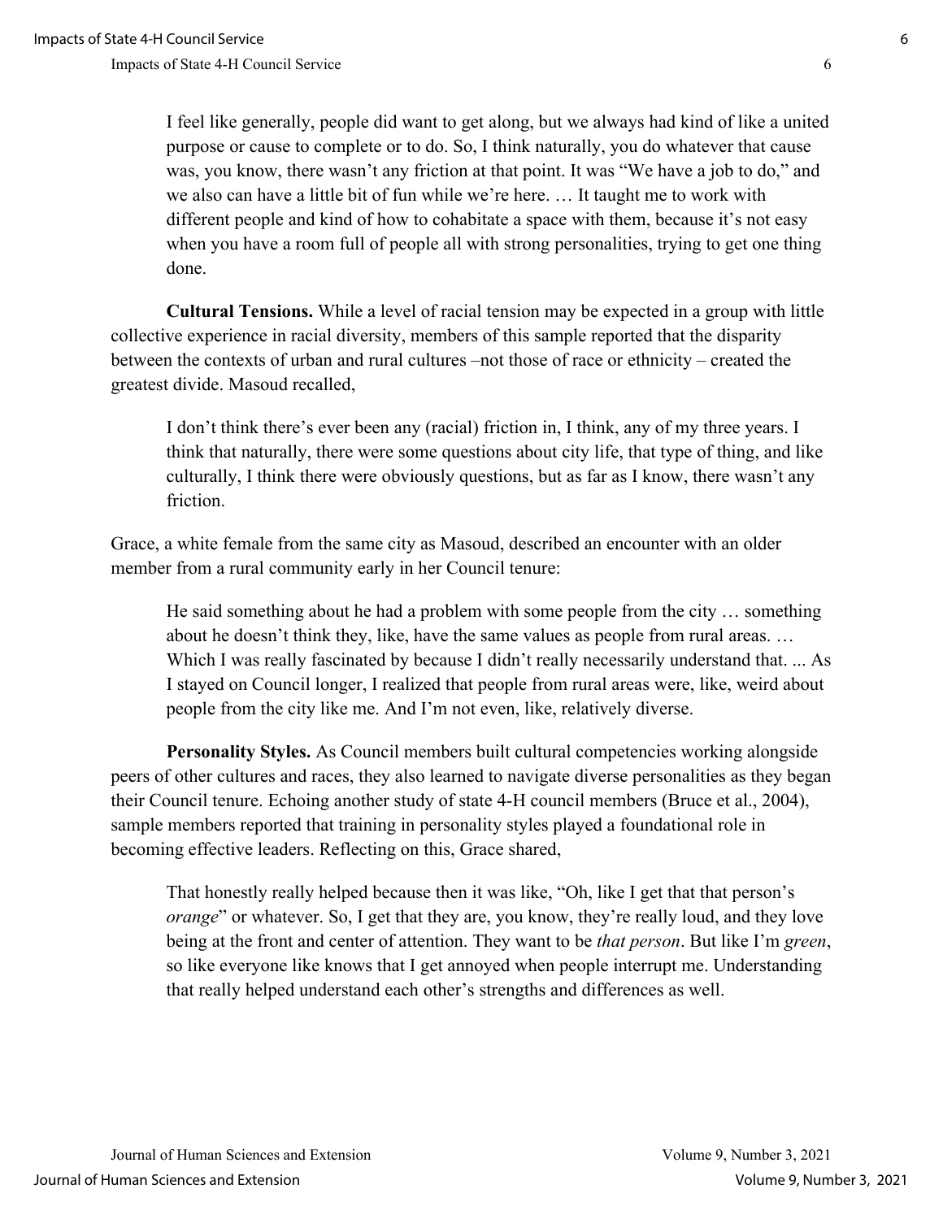> I feel like generally, people did want to get along, but we always had kind of like a united purpose or cause to complete or to do. So, I think naturally, you do whatever that cause was, you know, there wasn't any friction at that point. It was "We have a job to do," and we also can have a little bit of fun while we're here. … It taught me to work with different people and kind of how to cohabitate a space with them, because it's not easy when you have a room full of people all with strong personalities, trying to get one thing done.

**Cultural Tensions.** While a level of racial tension may be expected in a group with little collective experience in racial diversity, members of this sample reported that the disparity between the contexts of urban and rural cultures –not those of race or ethnicity – created the greatest divide. Masoud recalled,

> I don't think there's ever been any (racial) friction in, I think, any of my three years. I think that naturally, there were some questions about city life, that type of thing, and like culturally, I think there were obviously questions, but as far as I know, there wasn't any friction.

Grace, a white female from the same city as Masoud, described an encounter with an older member from a rural community early in her Council tenure:

> He said something about he had a problem with some people from the city … something about he doesn't think they, like, have the same values as people from rural areas. … Which I was really fascinated by because I didn't really necessarily understand that. ... As I stayed on Council longer, I realized that people from rural areas were, like, weird about people from the city like me. And I'm not even, like, relatively diverse.

**Personality Styles.** As Council members built cultural competencies working alongside peers of other cultures and races, they also learned to navigate diverse personalities as they began their Council tenure. Echoing another study of state 4-H council members (Bruce et al., 2004), sample members reported that training in personality styles played a foundational role in becoming effective leaders. Reflecting on this, Grace shared,

> That honestly really helped because then it was like, "Oh, like I get that that person's *orange*" or whatever. So, I get that they are, you know, they're really loud, and they love being at the front and center of attention. They want to be *that person*. But like I'm *green*, so like everyone like knows that I get annoyed when people interrupt me. Understanding that really helped understand each other's strengths and differences as well.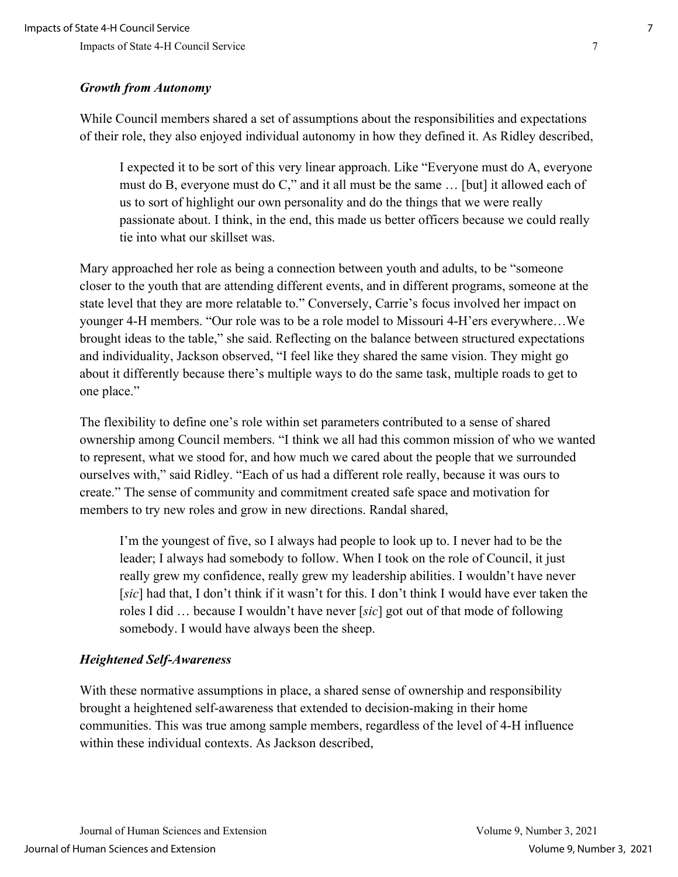### *Growth from Autonomy*

While Council members shared a set of assumptions about the responsibilities and expectations of their role, they also enjoyed individual autonomy in how they defined it. As Ridley described,

> I expected it to be sort of this very linear approach. Like "Everyone must do A, everyone must do B, everyone must do C," and it all must be the same … [but] it allowed each of us to sort of highlight our own personality and do the things that we were really passionate about. I think, in the end, this made us better officers because we could really tie into what our skillset was.

Mary approached her role as being a connection between youth and adults, to be "someone closer to the youth that are attending different events, and in different programs, someone at the state level that they are more relatable to." Conversely, Carrie's focus involved her impact on younger 4-H members. "Our role was to be a role model to Missouri 4-H'ers everywhere…We brought ideas to the table," she said. Reflecting on the balance between structured expectations and individuality, Jackson observed, "I feel like they shared the same vision. They might go about it differently because there's multiple ways to do the same task, multiple roads to get to one place."

The flexibility to define one's role within set parameters contributed to a sense of shared ownership among Council members. "I think we all had this common mission of who we wanted to represent, what we stood for, and how much we cared about the people that we surrounded ourselves with," said Ridley. "Each of us had a different role really, because it was ours to create." The sense of community and commitment created safe space and motivation for members to try new roles and grow in new directions. Randal shared,

> I'm the youngest of five, so I always had people to look up to. I never had to be the leader; I always had somebody to follow. When I took on the role of Council, it just really grew my confidence, really grew my leadership abilities. I wouldn't have never [*sic*] had that, I don't think if it wasn't for this. I don't think I would have ever taken the roles I did … because I wouldn't have never [*sic*] got out of that mode of following somebody. I would have always been the sheep.

### *Heightened Self-Awareness*

With these normative assumptions in place, a shared sense of ownership and responsibility brought a heightened self-awareness that extended to decision-making in their home communities. This was true among sample members, regardless of the level of 4-H influence within these individual contexts. As Jackson described,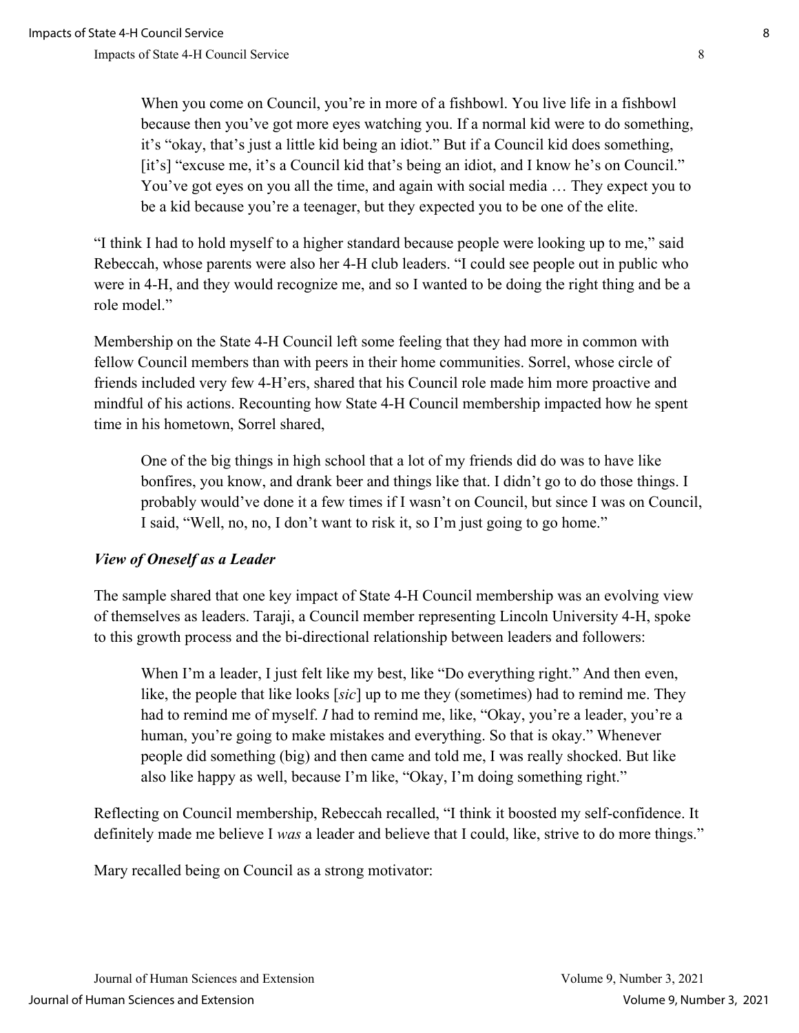> When you come on Council, you're in more of a fishbowl. You live life in a fishbowl because then you've got more eyes watching you. If a normal kid were to do something, it's "okay, that's just a little kid being an idiot." But if a Council kid does something, [it's] "excuse me, it's a Council kid that's being an idiot, and I know he's on Council." You've got eyes on you all the time, and again with social media … They expect you to be a kid because you're a teenager, but they expected you to be one of the elite.

"I think I had to hold myself to a higher standard because people were looking up to me," said Rebeccah, whose parents were also her 4-H club leaders. "I could see people out in public who were in 4-H, and they would recognize me, and so I wanted to be doing the right thing and be a role model."

Membership on the State 4-H Council left some feeling that they had more in common with fellow Council members than with peers in their home communities. Sorrel, whose circle of friends included very few 4-H'ers, shared that his Council role made him more proactive and mindful of his actions. Recounting how State 4-H Council membership impacted how he spent time in his hometown, Sorrel shared,

> One of the big things in high school that a lot of my friends did do was to have like bonfires, you know, and drank beer and things like that. I didn't go to do those things. I probably would've done it a few times if I wasn't on Council, but since I was on Council, I said, "Well, no, no, I don't want to risk it, so I'm just going to go home."

### *View of Oneself as a Leader*

The sample shared that one key impact of State 4-H Council membership was an evolving view of themselves as leaders. Taraji, a Council member representing Lincoln University 4-H, spoke to this growth process and the bi-directional relationship between leaders and followers:

> When I'm a leader, I just felt like my best, like "Do everything right." And then even, like, the people that like looks [*sic*] up to me they (sometimes) had to remind me. They had to remind me of myself. *I* had to remind me, like, "Okay, you're a leader, you're a human, you're going to make mistakes and everything. So that is okay." Whenever people did something (big) and then came and told me, I was really shocked. But like also like happy as well, because I'm like, "Okay, I'm doing something right."

Reflecting on Council membership, Rebeccah recalled, "I think it boosted my self-confidence. It definitely made me believe I *was* a leader and believe that I could, like, strive to do more things."

Mary recalled being on Council as a strong motivator: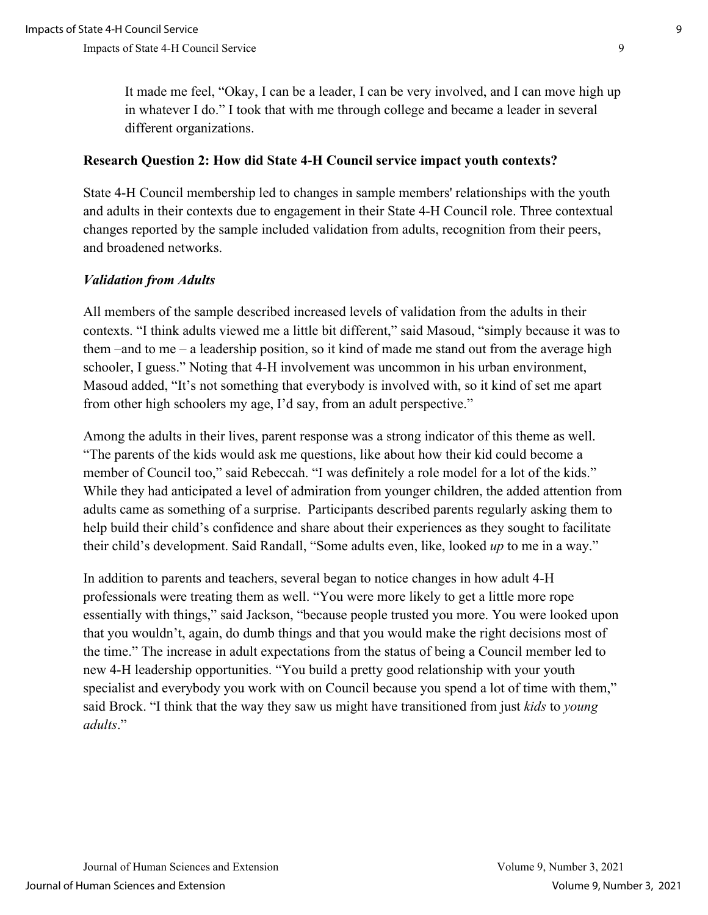> It made me feel, "Okay, I can be a leader, I can be very involved, and I can move high up in whatever I do." I took that with me through college and became a leader in several different organizations.

**Research Question 2: How did State 4-H Council service impact youth contexts?**

State 4-H Council membership led to changes in sample members' relationships with the youth and adults in their contexts due to engagement in their State 4-H Council role. Three contextual changes reported by the sample included validation from adults, recognition from their peers, and broadened networks.

***Validation from Adults***

All members of the sample described increased levels of validation from the adults in their contexts. "I think adults viewed me a little bit different," said Masoud, "simply because it was to them –and to me – a leadership position, so it kind of made me stand out from the average high schooler, I guess." Noting that 4-H involvement was uncommon in his urban environment, Masoud added, "It's not something that everybody is involved with, so it kind of set me apart from other high schoolers my age, I'd say, from an adult perspective."

Among the adults in their lives, parent response was a strong indicator of this theme as well. "The parents of the kids would ask me questions, like about how their kid could become a member of Council too," said Rebeccah. "I was definitely a role model for a lot of the kids." While they had anticipated a level of admiration from younger children, the added attention from adults came as something of a surprise. Participants described parents regularly asking them to help build their child's confidence and share about their experiences as they sought to facilitate their child's development. Said Randall, "Some adults even, like, looked *up* to me in a way."

In addition to parents and teachers, several began to notice changes in how adult 4-H professionals were treating them as well. "You were more likely to get a little more rope essentially with things," said Jackson, "because people trusted you more. You were looked upon that you wouldn't, again, do dumb things and that you would make the right decisions most of the time." The increase in adult expectations from the status of being a Council member led to new 4-H leadership opportunities. "You build a pretty good relationship with your youth specialist and everybody you work with on Council because you spend a lot of time with them," said Brock. "I think that the way they saw us might have transitioned from just *kids* to *young adults*."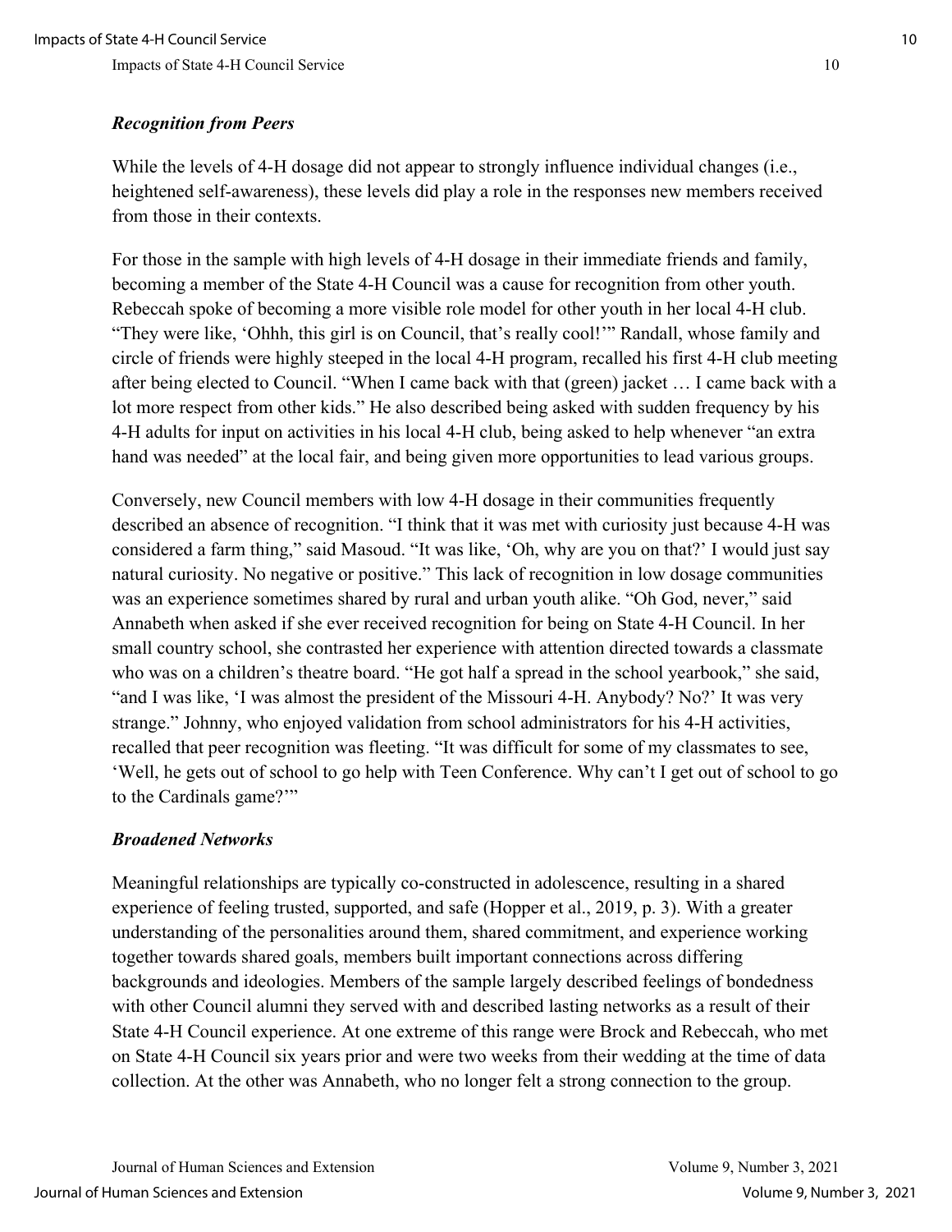### *Recognition from Peers*

While the levels of 4-H dosage did not appear to strongly influence individual changes (i.e., heightened self-awareness), these levels did play a role in the responses new members received from those in their contexts.

For those in the sample with high levels of 4-H dosage in their immediate friends and family, becoming a member of the State 4-H Council was a cause for recognition from other youth. Rebeccah spoke of becoming a more visible role model for other youth in her local 4-H club. "They were like, 'Ohhh, this girl is on Council, that's really cool!'" Randall, whose family and circle of friends were highly steeped in the local 4-H program, recalled his first 4-H club meeting after being elected to Council. "When I came back with that (green) jacket … I came back with a lot more respect from other kids." He also described being asked with sudden frequency by his 4-H adults for input on activities in his local 4-H club, being asked to help whenever "an extra hand was needed" at the local fair, and being given more opportunities to lead various groups.

Conversely, new Council members with low 4-H dosage in their communities frequently described an absence of recognition. "I think that it was met with curiosity just because 4-H was considered a farm thing," said Masoud. "It was like, 'Oh, why are you on that?' I would just say natural curiosity. No negative or positive." This lack of recognition in low dosage communities was an experience sometimes shared by rural and urban youth alike. "Oh God, never," said Annabeth when asked if she ever received recognition for being on State 4-H Council. In her small country school, she contrasted her experience with attention directed towards a classmate who was on a children's theatre board. "He got half a spread in the school yearbook," she said, "and I was like, 'I was almost the president of the Missouri 4-H. Anybody? No?' It was very strange." Johnny, who enjoyed validation from school administrators for his 4-H activities, recalled that peer recognition was fleeting. "It was difficult for some of my classmates to see, 'Well, he gets out of school to go help with Teen Conference. Why can't I get out of school to go to the Cardinals game?'"

### *Broadened Networks*

Meaningful relationships are typically co-constructed in adolescence, resulting in a shared experience of feeling trusted, supported, and safe (Hopper et al., 2019, p. 3). With a greater understanding of the personalities around them, shared commitment, and experience working together towards shared goals, members built important connections across differing backgrounds and ideologies. Members of the sample largely described feelings of bondedness with other Council alumni they served with and described lasting networks as a result of their State 4-H Council experience. At one extreme of this range were Brock and Rebeccah, who met on State 4-H Council six years prior and were two weeks from their wedding at the time of data collection. At the other was Annabeth, who no longer felt a strong connection to the group.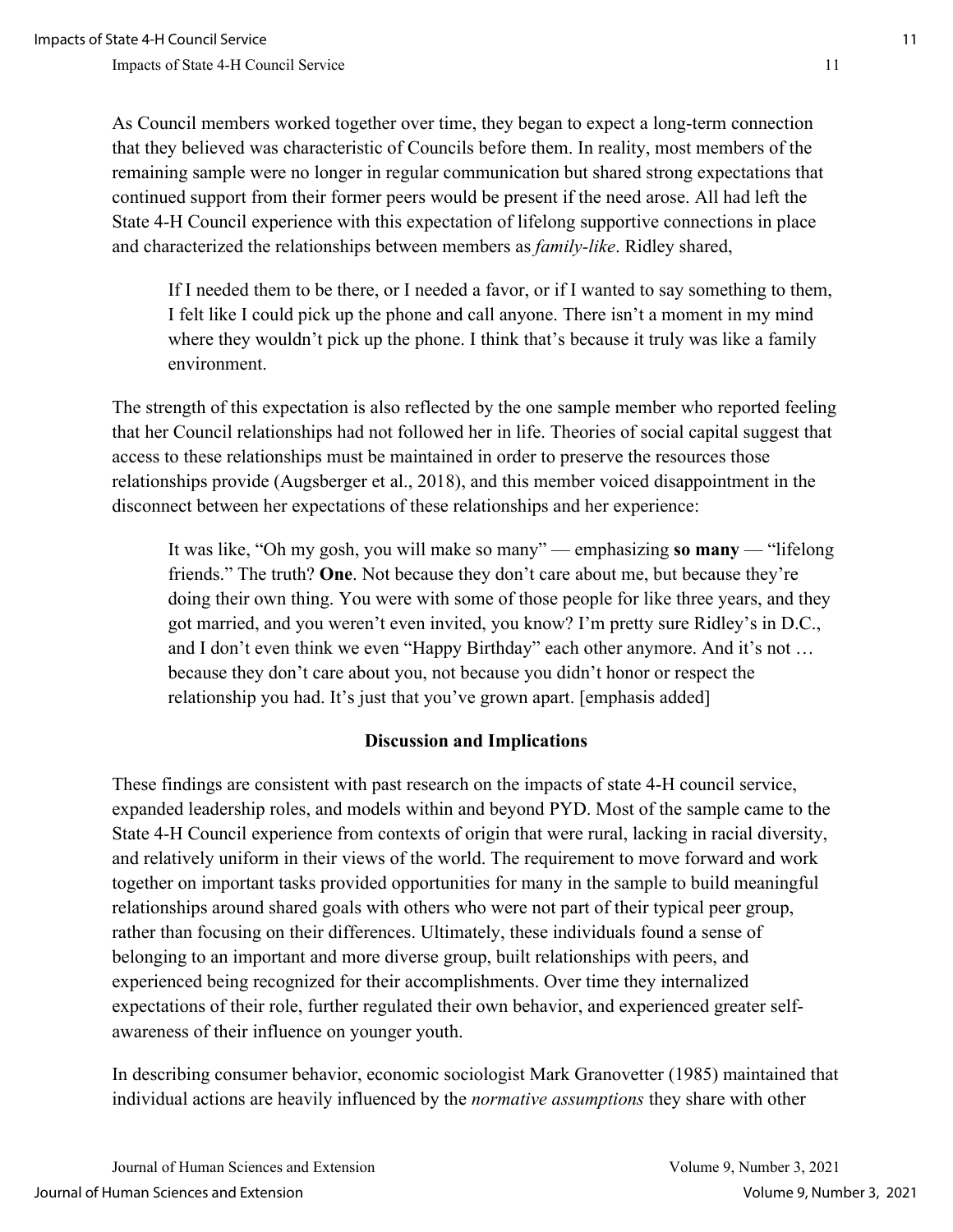As Council members worked together over time, they began to expect a long-term connection that they believed was characteristic of Councils before them. In reality, most members of the remaining sample were no longer in regular communication but shared strong expectations that continued support from their former peers would be present if the need arose. All had left the State 4-H Council experience with this expectation of lifelong supportive connections in place and characterized the relationships between members as *family-like*. Ridley shared,

> If I needed them to be there, or I needed a favor, or if I wanted to say something to them, I felt like I could pick up the phone and call anyone. There isn't a moment in my mind where they wouldn't pick up the phone. I think that's because it truly was like a family environment.

The strength of this expectation is also reflected by the one sample member who reported feeling that her Council relationships had not followed her in life. Theories of social capital suggest that access to these relationships must be maintained in order to preserve the resources those relationships provide (Augsberger et al., 2018), and this member voiced disappointment in the disconnect between her expectations of these relationships and her experience:

> It was like, "Oh my gosh, you will make so many" — emphasizing **so many** — "lifelong friends." The truth? **One**. Not because they don't care about me, but because they're doing their own thing. You were with some of those people for like three years, and they got married, and you weren't even invited, you know? I'm pretty sure Ridley's in D.C., and I don't even think we even "Happy Birthday" each other anymore. And it's not … because they don't care about you, not because you didn't honor or respect the relationship you had. It's just that you've grown apart. [emphasis added]

## Discussion and Implications

These findings are consistent with past research on the impacts of state 4-H council service, expanded leadership roles, and models within and beyond PYD. Most of the sample came to the State 4-H Council experience from contexts of origin that were rural, lacking in racial diversity, and relatively uniform in their views of the world. The requirement to move forward and work together on important tasks provided opportunities for many in the sample to build meaningful relationships around shared goals with others who were not part of their typical peer group, rather than focusing on their differences. Ultimately, these individuals found a sense of belonging to an important and more diverse group, built relationships with peers, and experienced being recognized for their accomplishments. Over time they internalized expectations of their role, further regulated their own behavior, and experienced greater self-awareness of their influence on younger youth.

In describing consumer behavior, economic sociologist Mark Granovetter (1985) maintained that individual actions are heavily influenced by the *normative assumptions* they share with other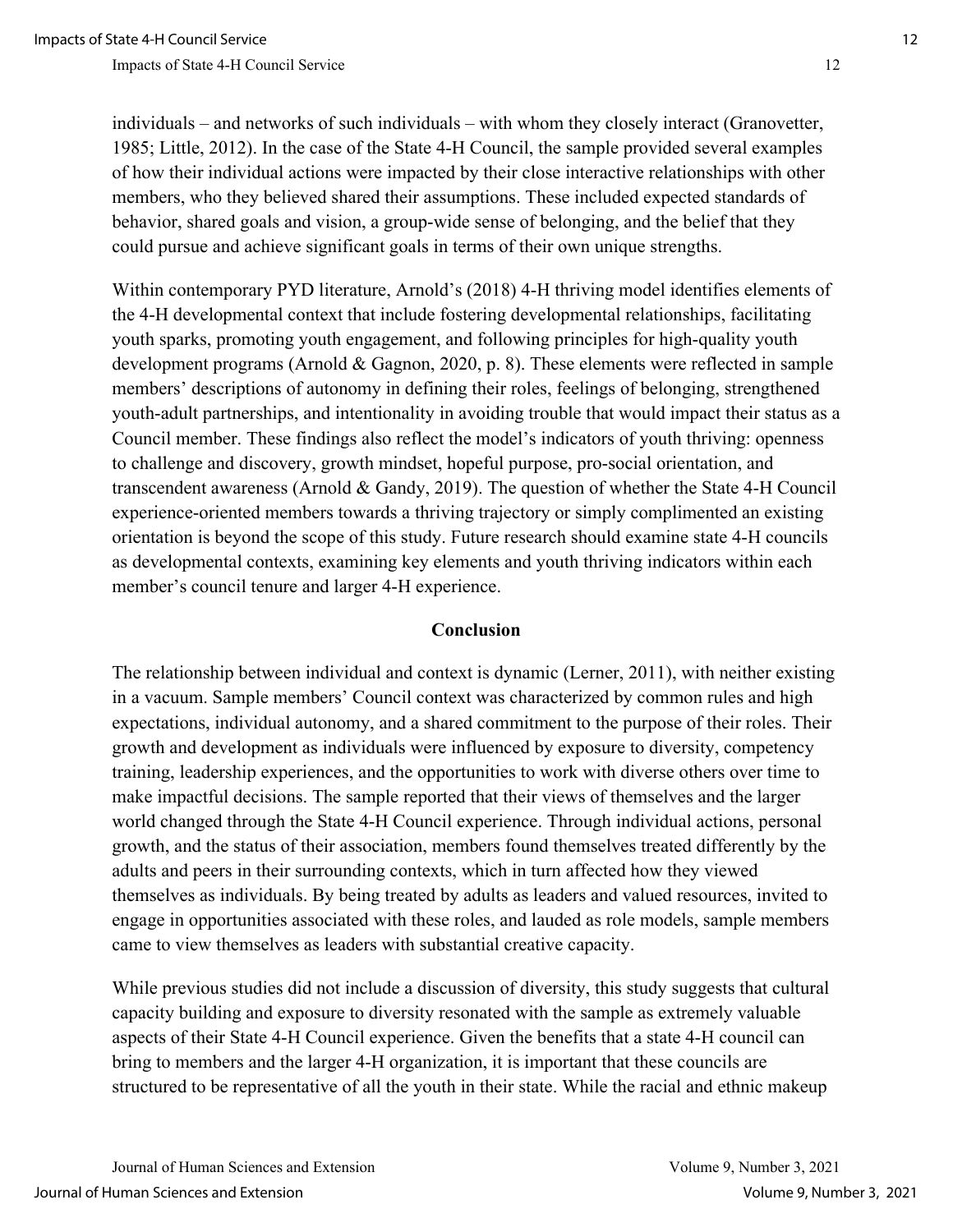individuals – and networks of such individuals – with whom they closely interact (Granovetter, 1985; Little, 2012). In the case of the State 4-H Council, the sample provided several examples of how their individual actions were impacted by their close interactive relationships with other members, who they believed shared their assumptions. These included expected standards of behavior, shared goals and vision, a group-wide sense of belonging, and the belief that they could pursue and achieve significant goals in terms of their own unique strengths.

Within contemporary PYD literature, Arnold's (2018) 4-H thriving model identifies elements of the 4-H developmental context that include fostering developmental relationships, facilitating youth sparks, promoting youth engagement, and following principles for high-quality youth development programs (Arnold & Gagnon, 2020, p. 8). These elements were reflected in sample members' descriptions of autonomy in defining their roles, feelings of belonging, strengthened youth-adult partnerships, and intentionality in avoiding trouble that would impact their status as a Council member. These findings also reflect the model's indicators of youth thriving: openness to challenge and discovery, growth mindset, hopeful purpose, pro-social orientation, and transcendent awareness (Arnold & Gandy, 2019). The question of whether the State 4-H Council experience-oriented members towards a thriving trajectory or simply complimented an existing orientation is beyond the scope of this study. Future research should examine state 4-H councils as developmental contexts, examining key elements and youth thriving indicators within each member's council tenure and larger 4-H experience.

## Conclusion

The relationship between individual and context is dynamic (Lerner, 2011), with neither existing in a vacuum. Sample members' Council context was characterized by common rules and high expectations, individual autonomy, and a shared commitment to the purpose of their roles. Their growth and development as individuals were influenced by exposure to diversity, competency training, leadership experiences, and the opportunities to work with diverse others over time to make impactful decisions. The sample reported that their views of themselves and the larger world changed through the State 4-H Council experience. Through individual actions, personal growth, and the status of their association, members found themselves treated differently by the adults and peers in their surrounding contexts, which in turn affected how they viewed themselves as individuals. By being treated by adults as leaders and valued resources, invited to engage in opportunities associated with these roles, and lauded as role models, sample members came to view themselves as leaders with substantial creative capacity.

While previous studies did not include a discussion of diversity, this study suggests that cultural capacity building and exposure to diversity resonated with the sample as extremely valuable aspects of their State 4-H Council experience. Given the benefits that a state 4-H council can bring to members and the larger 4-H organization, it is important that these councils are structured to be representative of all the youth in their state. While the racial and ethnic makeup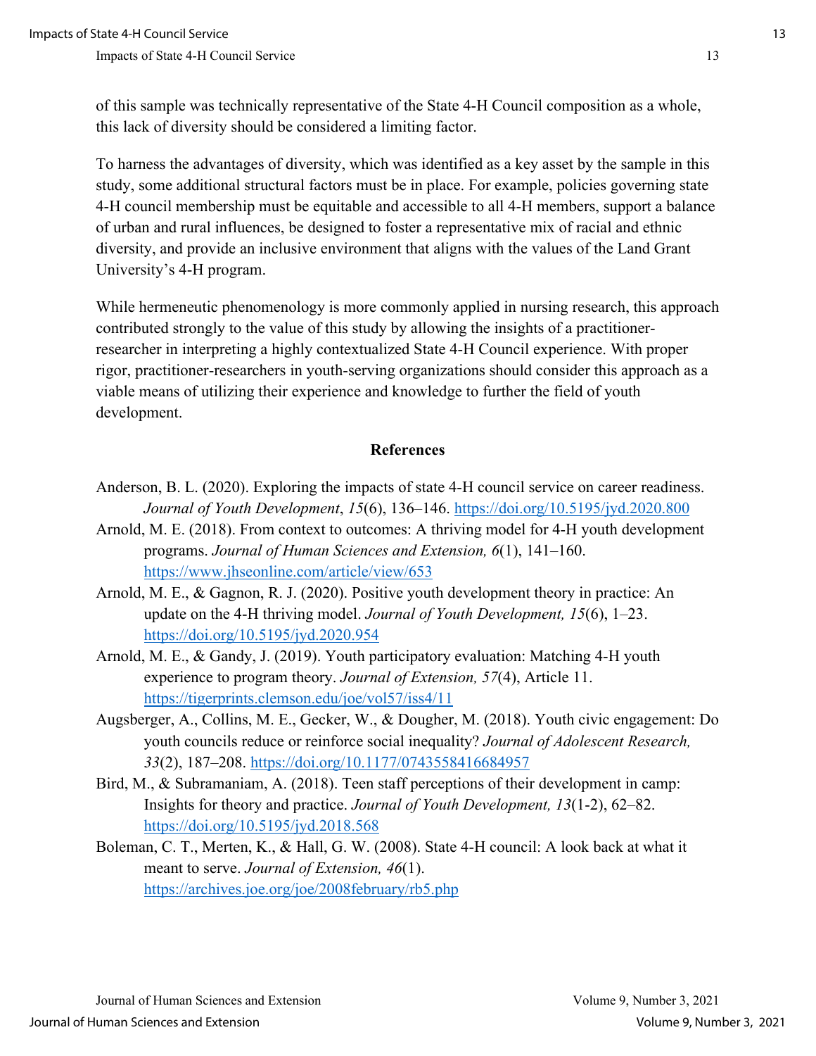of this sample was technically representative of the State 4-H Council composition as a whole, this lack of diversity should be considered a limiting factor.

To harness the advantages of diversity, which was identified as a key asset by the sample in this study, some additional structural factors must be in place. For example, policies governing state 4-H council membership must be equitable and accessible to all 4-H members, support a balance of urban and rural influences, be designed to foster a representative mix of racial and ethnic diversity, and provide an inclusive environment that aligns with the values of the Land Grant University's 4-H program.

While hermeneutic phenomenology is more commonly applied in nursing research, this approach contributed strongly to the value of this study by allowing the insights of a practitioner-researcher in interpreting a highly contextualized State 4-H Council experience. With proper rigor, practitioner-researchers in youth-serving organizations should consider this approach as a viable means of utilizing their experience and knowledge to further the field of youth development.

## References

Anderson, B. L. (2020). Exploring the impacts of state 4-H council service on career readiness. *Journal of Youth Development*, *15*(6), 136–146. https://doi.org/10.5195/jyd.2020.800

Arnold, M. E. (2018). From context to outcomes: A thriving model for 4-H youth development programs. *Journal of Human Sciences and Extension, 6*(1), 141–160. https://www.jhseonline.com/article/view/653

Arnold, M. E., & Gagnon, R. J. (2020). Positive youth development theory in practice: An update on the 4-H thriving model. *Journal of Youth Development, 15*(6), 1–23. https://doi.org/10.5195/jyd.2020.954

Arnold, M. E., & Gandy, J. (2019). Youth participatory evaluation: Matching 4-H youth experience to program theory. *Journal of Extension, 57*(4), Article 11. https://tigerprints.clemson.edu/joe/vol57/iss4/11

Augsberger, A., Collins, M. E., Gecker, W., & Dougher, M. (2018). Youth civic engagement: Do youth councils reduce or reinforce social inequality? *Journal of Adolescent Research, 33*(2), 187–208. https://doi.org/10.1177/0743558416684957

Bird, M., & Subramaniam, A. (2018). Teen staff perceptions of their development in camp: Insights for theory and practice. *Journal of Youth Development, 13*(1-2), 62–82. https://doi.org/10.5195/jyd.2018.568

Boleman, C. T., Merten, K., & Hall, G. W. (2008). State 4-H council: A look back at what it meant to serve. *Journal of Extension, 46*(1). https://archives.joe.org/joe/2008february/rb5.php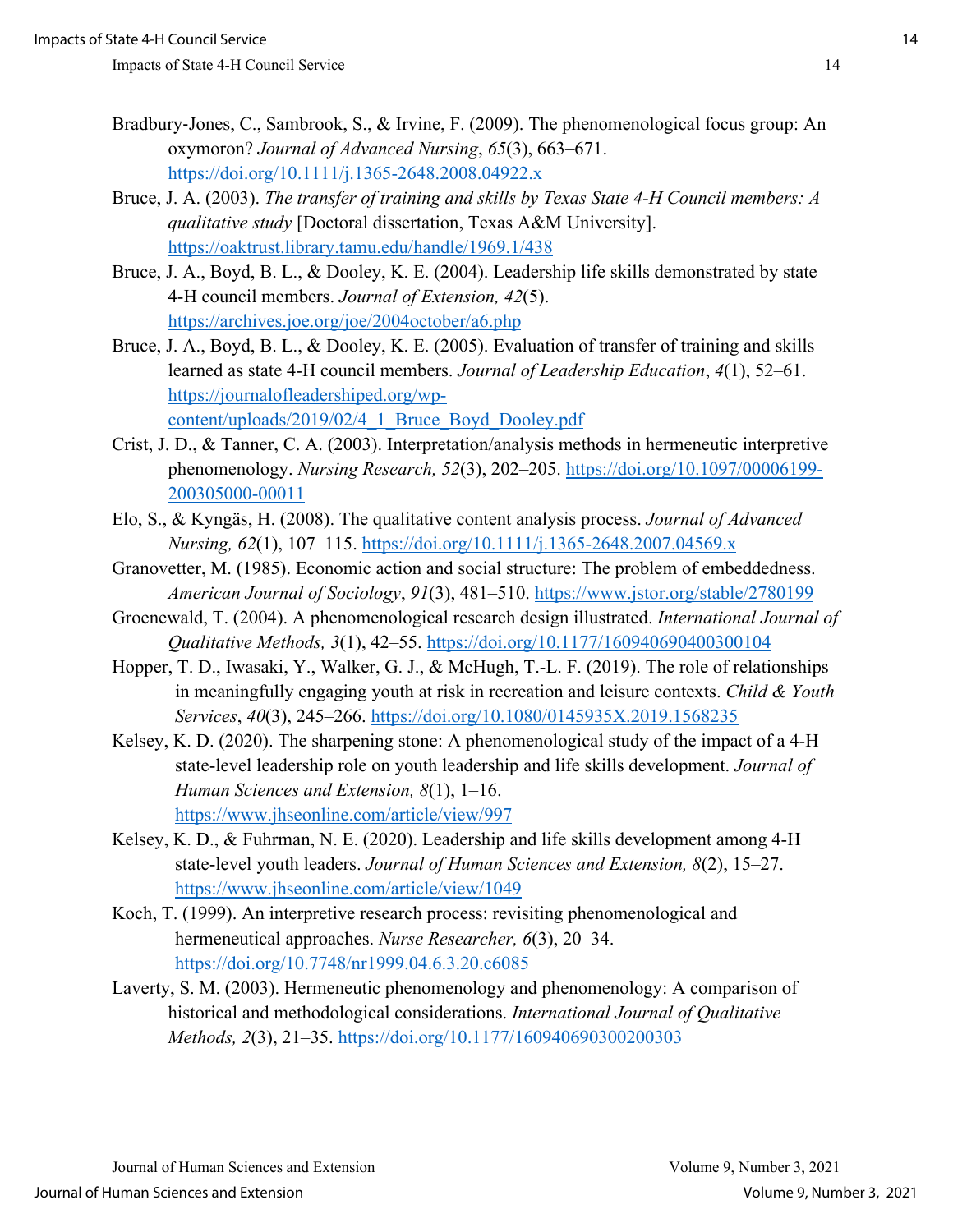Bradbury-Jones, C., Sambrook, S., & Irvine, F. (2009). The phenomenological focus group: An oxymoron? *Journal of Advanced Nursing*, *65*(3), 663–671. https://doi.org/10.1111/j.1365-2648.2008.04922.x

Bruce, J. A. (2003). *The transfer of training and skills by Texas State 4-H Council members: A qualitative study* [Doctoral dissertation, Texas A&M University]. https://oaktrust.library.tamu.edu/handle/1969.1/438

Bruce, J. A., Boyd, B. L., & Dooley, K. E. (2004). Leadership life skills demonstrated by state 4-H council members. *Journal of Extension, 42*(5). https://archives.joe.org/joe/2004october/a6.php

Bruce, J. A., Boyd, B. L., & Dooley, K. E. (2005). Evaluation of transfer of training and skills learned as state 4-H council members. *Journal of Leadership Education*, *4*(1), 52–61. https://journalofleadershiped.org/wp-content/uploads/2019/02/4_1_Bruce_Boyd_Dooley.pdf

Crist, J. D., & Tanner, C. A. (2003). Interpretation/analysis methods in hermeneutic interpretive phenomenology. *Nursing Research, 52*(3), 202–205. https://doi.org/10.1097/00006199-200305000-00011

Elo, S., & Kyngäs, H. (2008). The qualitative content analysis process. *Journal of Advanced Nursing, 62*(1), 107–115. https://doi.org/10.1111/j.1365-2648.2007.04569.x

Granovetter, M. (1985). Economic action and social structure: The problem of embeddedness. *American Journal of Sociology*, *91*(3), 481–510. https://www.jstor.org/stable/2780199

Groenewald, T. (2004). A phenomenological research design illustrated. *International Journal of Qualitative Methods, 3*(1), 42–55. https://doi.org/10.1177/160940690400300104

Hopper, T. D., Iwasaki, Y., Walker, G. J., & McHugh, T.-L. F. (2019). The role of relationships in meaningfully engaging youth at risk in recreation and leisure contexts. *Child & Youth Services*, *40*(3), 245–266. https://doi.org/10.1080/0145935X.2019.1568235

Kelsey, K. D. (2020). The sharpening stone: A phenomenological study of the impact of a 4-H state-level leadership role on youth leadership and life skills development. *Journal of Human Sciences and Extension, 8*(1), 1–16. https://www.jhseonline.com/article/view/997

Kelsey, K. D., & Fuhrman, N. E. (2020). Leadership and life skills development among 4-H state-level youth leaders. *Journal of Human Sciences and Extension, 8*(2), 15–27. https://www.jhseonline.com/article/view/1049

Koch, T. (1999). An interpretive research process: revisiting phenomenological and hermeneutical approaches. *Nurse Researcher, 6*(3), 20–34. https://doi.org/10.7748/nr1999.04.6.3.20.c6085

Laverty, S. M. (2003). Hermeneutic phenomenology and phenomenology: A comparison of historical and methodological considerations. *International Journal of Qualitative Methods, 2*(3), 21–35. https://doi.org/10.1177/160940690300200303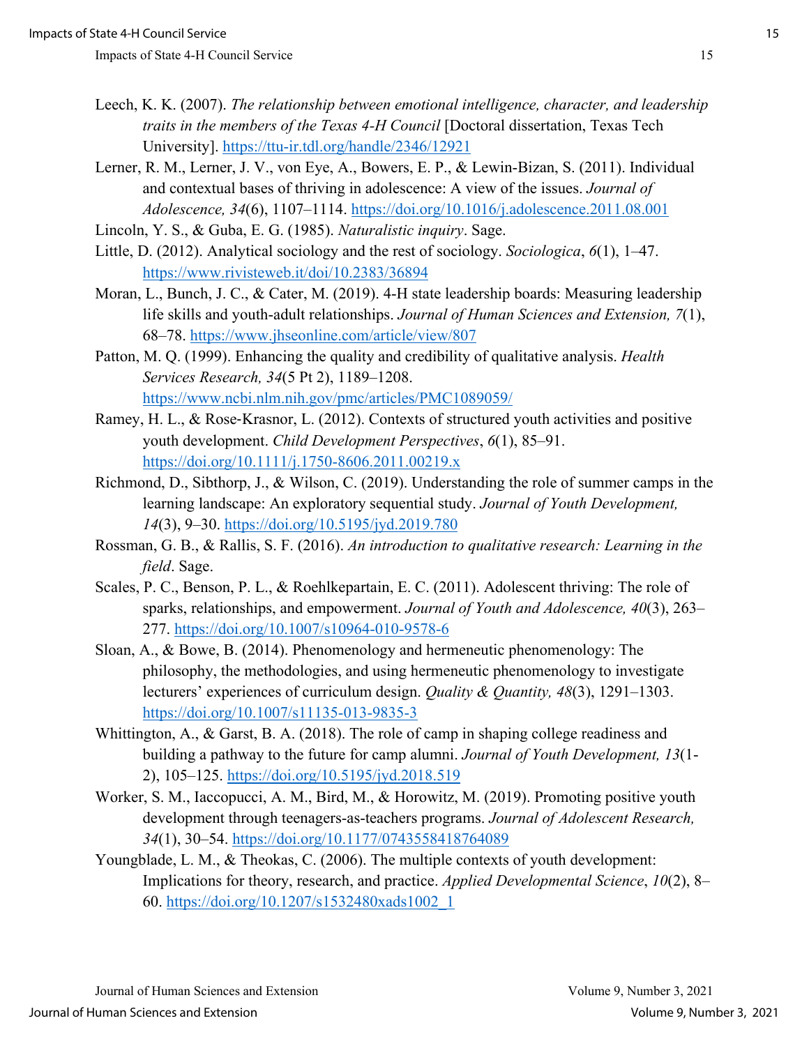Leech, K. K. (2007). *The relationship between emotional intelligence, character, and leadership traits in the members of the Texas 4-H Council* [Doctoral dissertation, Texas Tech University]. https://ttu-ir.tdl.org/handle/2346/12921

Lerner, R. M., Lerner, J. V., von Eye, A., Bowers, E. P., & Lewin-Bizan, S. (2011). Individual and contextual bases of thriving in adolescence: A view of the issues. *Journal of Adolescence, 34*(6), 1107–1114. https://doi.org/10.1016/j.adolescence.2011.08.001

Lincoln, Y. S., & Guba, E. G. (1985). *Naturalistic inquiry*. Sage.

Little, D. (2012). Analytical sociology and the rest of sociology. *Sociologica*, *6*(1), 1–47. https://www.rivisteweb.it/doi/10.2383/36894

Moran, L., Bunch, J. C., & Cater, M. (2019). 4-H state leadership boards: Measuring leadership life skills and youth-adult relationships. *Journal of Human Sciences and Extension, 7*(1), 68–78. https://www.jhseonline.com/article/view/807

Patton, M. Q. (1999). Enhancing the quality and credibility of qualitative analysis. *Health Services Research, 34*(5 Pt 2), 1189–1208. https://www.ncbi.nlm.nih.gov/pmc/articles/PMC1089059/

Ramey, H. L., & Rose-Krasnor, L. (2012). Contexts of structured youth activities and positive youth development. *Child Development Perspectives*, *6*(1), 85–91. https://doi.org/10.1111/j.1750-8606.2011.00219.x

Richmond, D., Sibthorp, J., & Wilson, C. (2019). Understanding the role of summer camps in the learning landscape: An exploratory sequential study. *Journal of Youth Development, 14*(3), 9–30. https://doi.org/10.5195/jyd.2019.780

Rossman, G. B., & Rallis, S. F. (2016). *An introduction to qualitative research: Learning in the field*. Sage.

Scales, P. C., Benson, P. L., & Roehlkepartain, E. C. (2011). Adolescent thriving: The role of sparks, relationships, and empowerment. *Journal of Youth and Adolescence, 40*(3), 263–277. https://doi.org/10.1007/s10964-010-9578-6

Sloan, A., & Bowe, B. (2014). Phenomenology and hermeneutic phenomenology: The philosophy, the methodologies, and using hermeneutic phenomenology to investigate lecturers' experiences of curriculum design. *Quality & Quantity, 48*(3), 1291–1303. https://doi.org/10.1007/s11135-013-9835-3

Whittington, A., & Garst, B. A. (2018). The role of camp in shaping college readiness and building a pathway to the future for camp alumni. *Journal of Youth Development, 13*(1-2), 105–125. https://doi.org/10.5195/jyd.2018.519

Worker, S. M., Iaccopucci, A. M., Bird, M., & Horowitz, M. (2019). Promoting positive youth development through teenagers-as-teachers programs. *Journal of Adolescent Research, 34*(1), 30–54. https://doi.org/10.1177/0743558418764089

Youngblade, L. M., & Theokas, C. (2006). The multiple contexts of youth development: Implications for theory, research, and practice. *Applied Developmental Science*, *10*(2), 8–60. https://doi.org/10.1207/s1532480xads1002_1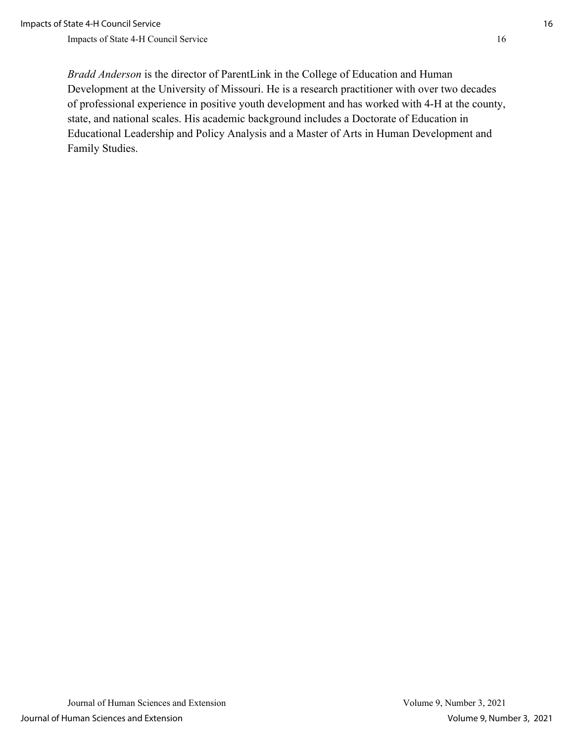*Bradd Anderson* is the director of ParentLink in the College of Education and Human Development at the University of Missouri. He is a research practitioner with over two decades of professional experience in positive youth development and has worked with 4-H at the county, state, and national scales. His academic background includes a Doctorate of Education in Educational Leadership and Policy Analysis and a Master of Arts in Human Development and Family Studies.